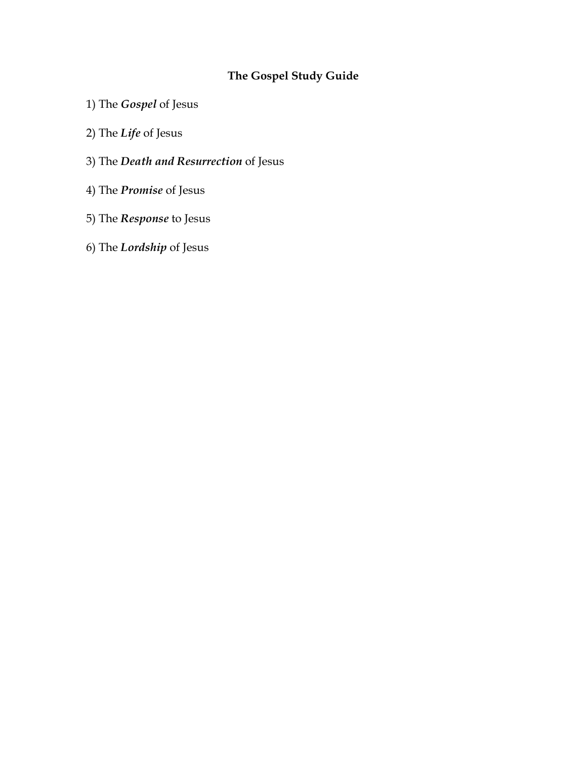# The Gospel Study Guide

1) The ***Gospel*** of Jesus

2) The ***Life*** of Jesus

3) The ***Death and Resurrection*** of Jesus

4) The ***Promise*** of Jesus

5) The ***Response*** to Jesus

6) The ***Lordship*** of Jesus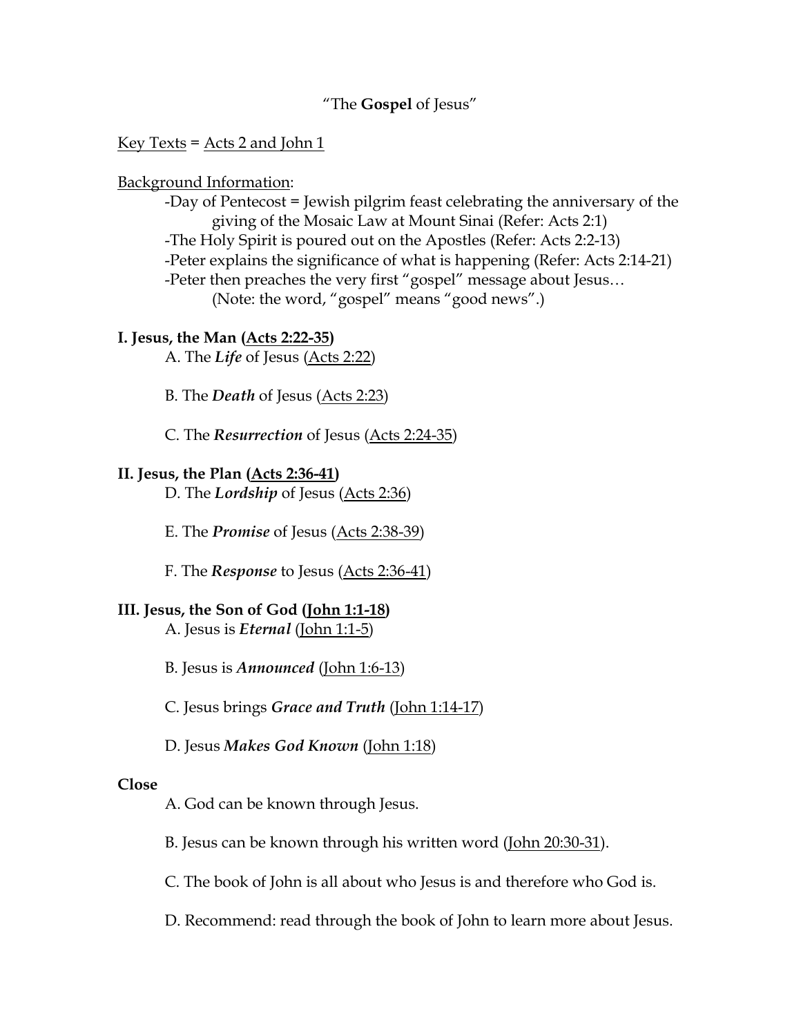"The **Gospel** of Jesus"

Key Texts = Acts 2 and John 1

Background Information:

- -Day of Pentecost = Jewish pilgrim feast celebrating the anniversary of the giving of the Mosaic Law at Mount Sinai (Refer: Acts 2:1)
- -The Holy Spirit is poured out on the Apostles (Refer: Acts 2:2-13)
- -Peter explains the significance of what is happening (Refer: Acts 2:14-21)
- -Peter then preaches the very first "gospel" message about Jesus… (Note: the word, "gospel" means "good news".)

**I. Jesus, the Man (Acts 2:22-35)**

A. The ***Life*** of Jesus (Acts 2:22)

B. The ***Death*** of Jesus (Acts 2:23)

C. The ***Resurrection*** of Jesus (Acts 2:24-35)

**II. Jesus, the Plan (Acts 2:36-41)**

D. The ***Lordship*** of Jesus (Acts 2:36)

E. The ***Promise*** of Jesus (Acts 2:38-39)

F. The ***Response*** to Jesus (Acts 2:36-41)

**III. Jesus, the Son of God (John 1:1-18)**

A. Jesus is ***Eternal*** (John 1:1-5)

B. Jesus is ***Announced*** (John 1:6-13)

C. Jesus brings ***Grace and Truth*** (John 1:14-17)

D. Jesus ***Makes God Known*** (John 1:18)

**Close**

A. God can be known through Jesus.

B. Jesus can be known through his written word (John 20:30-31).

C. The book of John is all about who Jesus is and therefore who God is.

D. Recommend: read through the book of John to learn more about Jesus.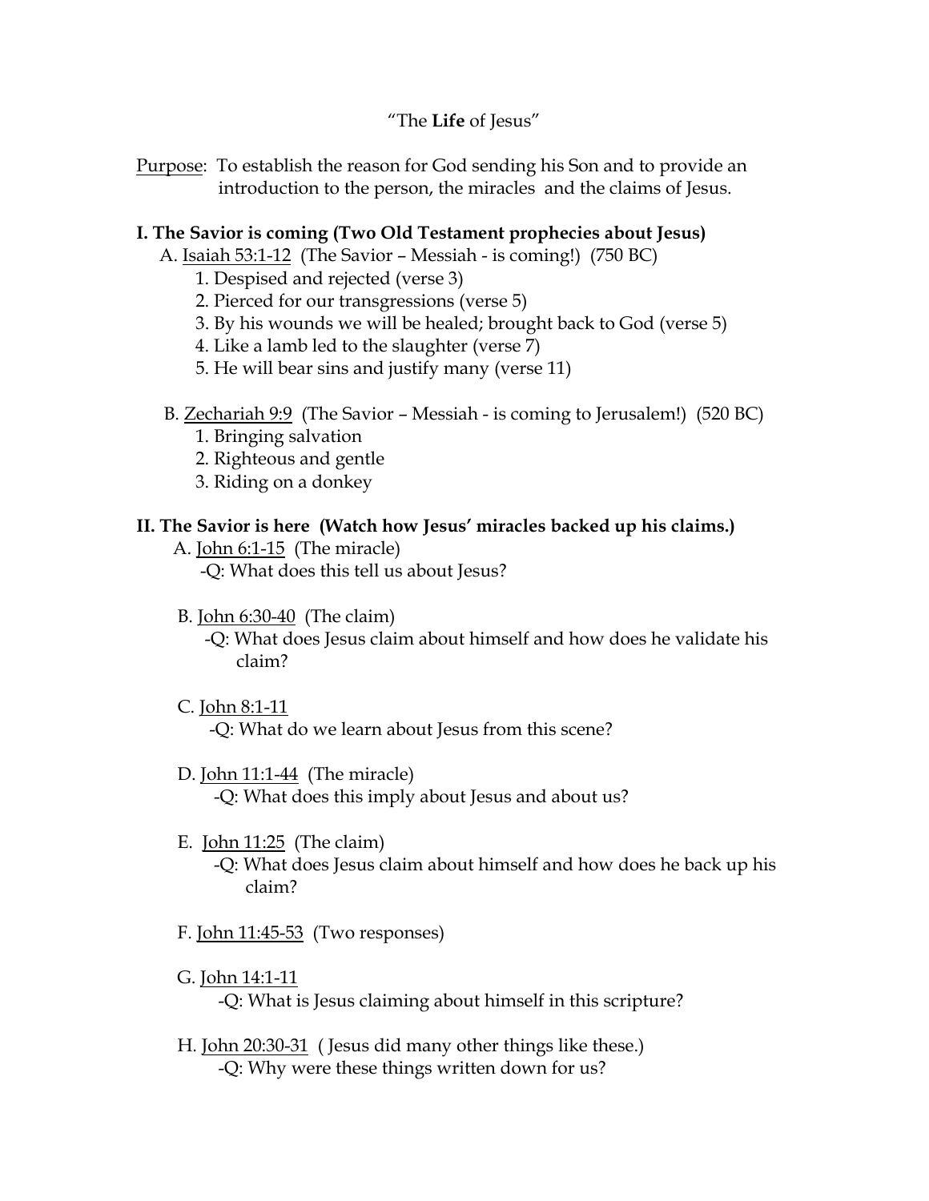# "The **Life** of Jesus"

<u>Purpose</u>: To establish the reason for God sending his Son and to provide an introduction to the person, the miracles and the claims of Jesus.

## I. The Savior is coming (Two Old Testament prophecies about Jesus)

A. <u>Isaiah 53:1-12</u> (The Savior – Messiah - is coming!) (750 BC)

1. Despised and rejected (verse 3)
2. Pierced for our transgressions (verse 5)
3. By his wounds we will be healed; brought back to God (verse 5)
4. Like a lamb led to the slaughter (verse 7)
5. He will bear sins and justify many (verse 11)

B. <u>Zechariah 9:9</u> (The Savior – Messiah - is coming to Jerusalem!) (520 BC)

1. Bringing salvation
2. Righteous and gentle
3. Riding on a donkey

## II. The Savior is here (Watch how Jesus' miracles backed up his claims.)

A. <u>John 6:1-15</u> (The miracle)

-Q: What does this tell us about Jesus?

B. <u>John 6:30-40</u> (The claim)

-Q: What does Jesus claim about himself and how does he validate his claim?

C. <u>John 8:1-11</u>

-Q: What do we learn about Jesus from this scene?

D. <u>John 11:1-44</u> (The miracle)

-Q: What does this imply about Jesus and about us?

E. <u>John 11:25</u> (The claim)

-Q: What does Jesus claim about himself and how does he back up his claim?

F. <u>John 11:45-53</u> (Two responses)

G. <u>John 14:1-11</u>

-Q: What is Jesus claiming about himself in this scripture?

H. <u>John 20:30-31</u> ( Jesus did many other things like these.)

-Q: Why were these things written down for us?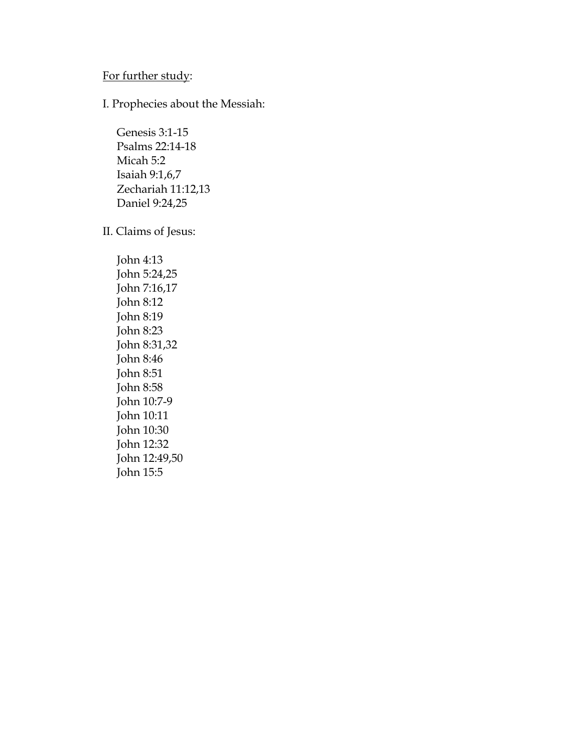<u>For further study</u>:

I. Prophecies about the Messiah:

- Genesis 3:1-15
- Psalms 22:14-18
- Micah 5:2
- Isaiah 9:1,6,7
- Zechariah 11:12,13
- Daniel 9:24,25

II. Claims of Jesus:

- John 4:13
- John 5:24,25
- John 7:16,17
- John 8:12
- John 8:19
- John 8:23
- John 8:31,32
- John 8:46
- John 8:51
- John 8:58
- John 10:7-9
- John 10:11
- John 10:30
- John 12:32
- John 12:49,50
- John 15:5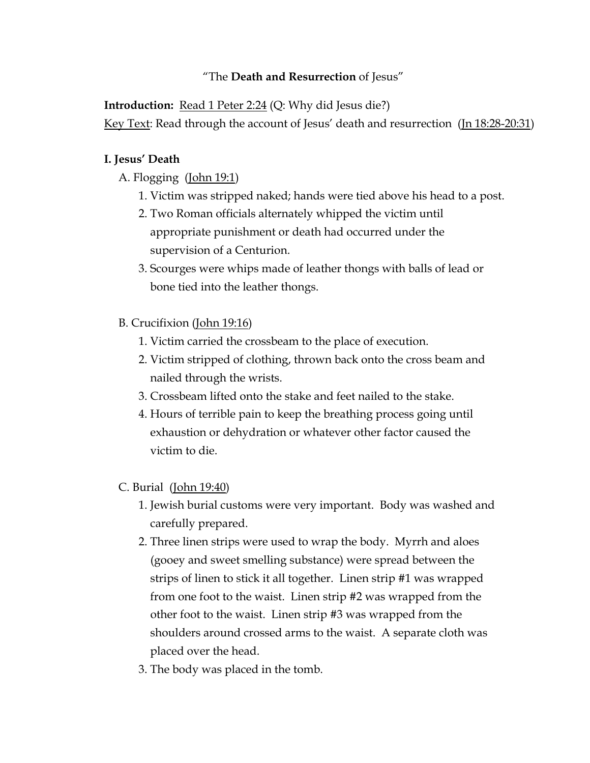"The **Death and Resurrection** of Jesus"

**Introduction:** Read 1 Peter 2:24 (Q: Why did Jesus die?)

Key Text: Read through the account of Jesus' death and resurrection (Jn 18:28-20:31)

**I. Jesus' Death**

A. Flogging (John 19:1)

1. Victim was stripped naked; hands were tied above his head to a post.
2. Two Roman officials alternately whipped the victim until appropriate punishment or death had occurred under the supervision of a Centurion.
3. Scourges were whips made of leather thongs with balls of lead or bone tied into the leather thongs.

B. Crucifixion (John 19:16)

1. Victim carried the crossbeam to the place of execution.
2. Victim stripped of clothing, thrown back onto the cross beam and nailed through the wrists.
3. Crossbeam lifted onto the stake and feet nailed to the stake.
4. Hours of terrible pain to keep the breathing process going until exhaustion or dehydration or whatever other factor caused the victim to die.

C. Burial (John 19:40)

1. Jewish burial customs were very important. Body was washed and carefully prepared.
2. Three linen strips were used to wrap the body. Myrrh and aloes (gooey and sweet smelling substance) were spread between the strips of linen to stick it all together. Linen strip #1 was wrapped from one foot to the waist. Linen strip #2 was wrapped from the other foot to the waist. Linen strip #3 was wrapped from the shoulders around crossed arms to the waist. A separate cloth was placed over the head.
3. The body was placed in the tomb.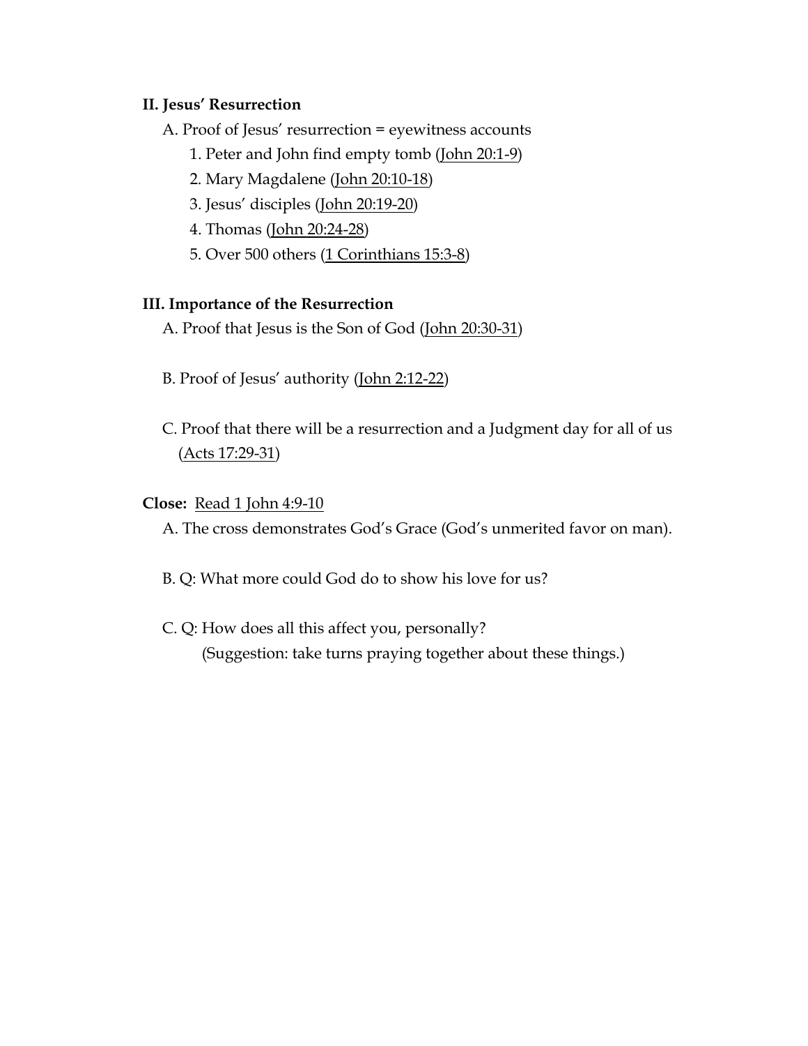**II. Jesus' Resurrection**

A. Proof of Jesus' resurrection = eyewitness accounts

1. Peter and John find empty tomb (John 20:1-9)
2. Mary Magdalene (John 20:10-18)
3. Jesus' disciples (John 20:19-20)
4. Thomas (John 20:24-28)
5. Over 500 others (1 Corinthians 15:3-8)

**III. Importance of the Resurrection**

A. Proof that Jesus is the Son of God (John 20:30-31)

B. Proof of Jesus' authority (John 2:12-22)

C. Proof that there will be a resurrection and a Judgment day for all of us (Acts 17:29-31)

**Close:** Read 1 John 4:9-10

A. The cross demonstrates God's Grace (God's unmerited favor on man).

B. Q: What more could God do to show his love for us?

C. Q: How does all this affect you, personally?
(Suggestion: take turns praying together about these things.)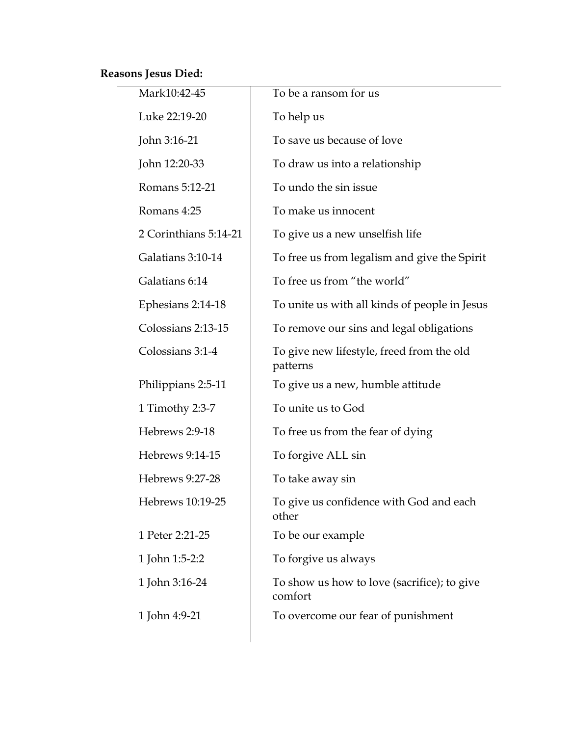**Reasons Jesus Died:**

| | |
|---|---|
| Mark10:42-45 | To be a ransom for us |
| Luke 22:19-20 | To help us |
| John 3:16-21 | To save us because of love |
| John 12:20-33 | To draw us into a relationship |
| Romans 5:12-21 | To undo the sin issue |
| Romans 4:25 | To make us innocent |
| 2 Corinthians 5:14-21 | To give us a new unselfish life |
| Galatians 3:10-14 | To free us from legalism and give the Spirit |
| Galatians 6:14 | To free us from "the world" |
| Ephesians 2:14-18 | To unite us with all kinds of people in Jesus |
| Colossians 2:13-15 | To remove our sins and legal obligations |
| Colossians 3:1-4 | To give new lifestyle, freed from the old patterns |
| Philippians 2:5-11 | To give us a new, humble attitude |
| 1 Timothy 2:3-7 | To unite us to God |
| Hebrews 2:9-18 | To free us from the fear of dying |
| Hebrews 9:14-15 | To forgive ALL sin |
| Hebrews 9:27-28 | To take away sin |
| Hebrews 10:19-25 | To give us confidence with God and each other |
| 1 Peter 2:21-25 | To be our example |
| 1 John 1:5-2:2 | To forgive us always |
| 1 John 3:16-24 | To show us how to love (sacrifice); to give comfort |
| 1 John 4:9-21 | To overcome our fear of punishment |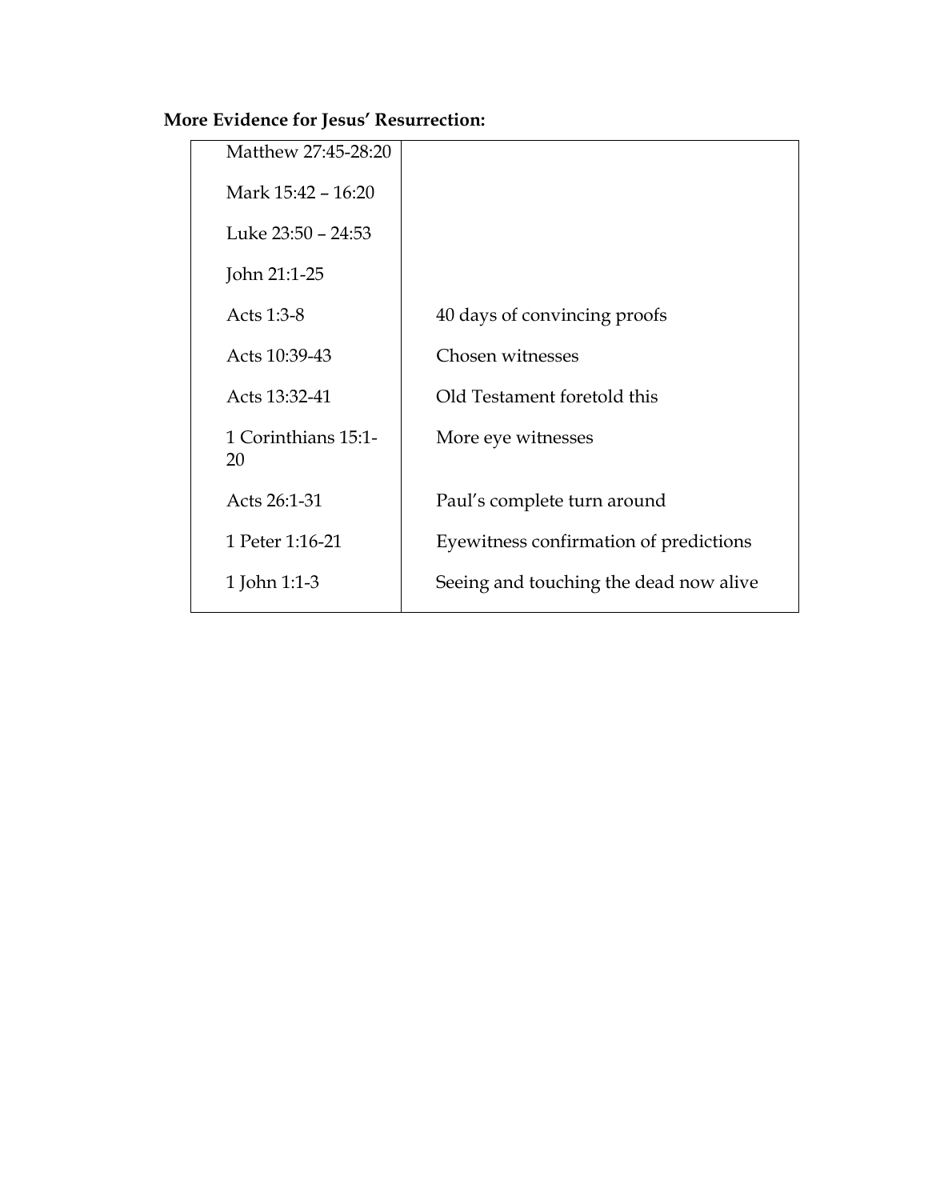**More Evidence for Jesus' Resurrection:**

| | |
|---|---|
| Matthew 27:45-28:20 | |
| Mark 15:42 – 16:20 | |
| Luke 23:50 – 24:53 | |
| John 21:1-25 | |
| Acts 1:3-8 | 40 days of convincing proofs |
| Acts 10:39-43 | Chosen witnesses |
| Acts 13:32-41 | Old Testament foretold this |
| 1 Corinthians 15:1-20 | More eye witnesses |
| Acts 26:1-31 | Paul's complete turn around |
| 1 Peter 1:16-21 | Eyewitness confirmation of predictions |
| 1 John 1:1-3 | Seeing and touching the dead now alive |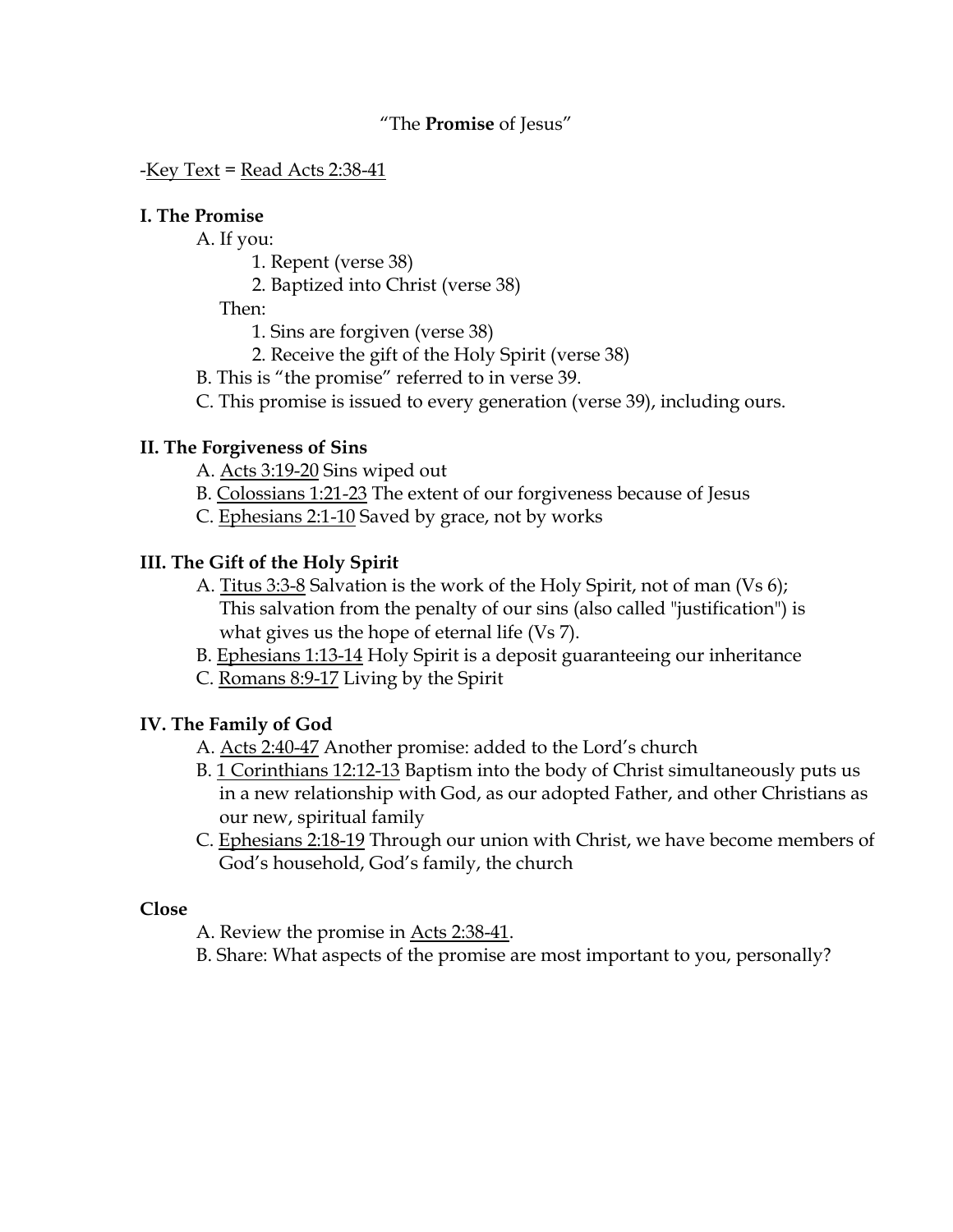"The **Promise** of Jesus"

-<u>Key Text</u> = <u>Read Acts 2:38-41</u>

**I. The Promise**

- A. If you:
  1. Repent (verse 38)
  2. Baptized into Christ (verse 38)

  Then:
  1. Sins are forgiven (verse 38)
  2. Receive the gift of the Holy Spirit (verse 38)
- B. This is "the promise" referred to in verse 39.
- C. This promise is issued to every generation (verse 39), including ours.

**II. The Forgiveness of Sins**

- A. <u>Acts 3:19-20</u> Sins wiped out
- B. <u>Colossians 1:21-23</u> The extent of our forgiveness because of Jesus
- C. <u>Ephesians 2:1-10</u> Saved by grace, not by works

**III. The Gift of the Holy Spirit**

- A. <u>Titus 3:3-8</u> Salvation is the work of the Holy Spirit, not of man (Vs 6); This salvation from the penalty of our sins (also called "justification") is what gives us the hope of eternal life (Vs 7).
- B. <u>Ephesians 1:13-14</u> Holy Spirit is a deposit guaranteeing our inheritance
- C. <u>Romans 8:9-17</u> Living by the Spirit

**IV. The Family of God**

- A. <u>Acts 2:40-47</u> Another promise: added to the Lord's church
- B. <u>1 Corinthians 12:12-13</u> Baptism into the body of Christ simultaneously puts us in a new relationship with God, as our adopted Father, and other Christians as our new, spiritual family
- C. <u>Ephesians 2:18-19</u> Through our union with Christ, we have become members of God's household, God's family, the church

**Close**

- A. Review the promise in <u>Acts 2:38-41</u>.
- B. Share: What aspects of the promise are most important to you, personally?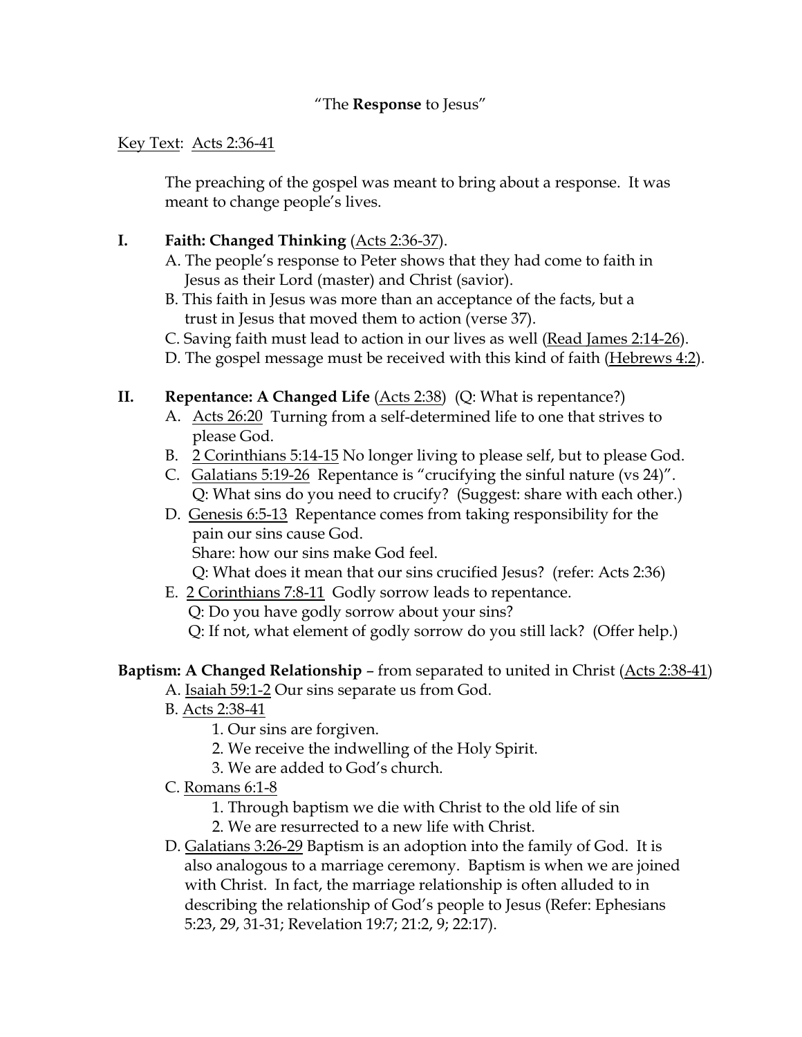# "The **Response** to Jesus"

Key Text: Acts 2:36-41

The preaching of the gospel was meant to bring about a response. It was meant to change people's lives.

## I. Faith: Changed Thinking (Acts 2:36-37).

A. The people's response to Peter shows that they had come to faith in Jesus as their Lord (master) and Christ (savior).

B. This faith in Jesus was more than an acceptance of the facts, but a trust in Jesus that moved them to action (verse 37).

C. Saving faith must lead to action in our lives as well (Read James 2:14-26).

D. The gospel message must be received with this kind of faith (Hebrews 4:2).

## II. Repentance: A Changed Life (Acts 2:38) (Q: What is repentance?)

A. Acts 26:20 Turning from a self-determined life to one that strives to please God.

B. 2 Corinthians 5:14-15 No longer living to please self, but to please God.

C. Galatians 5:19-26 Repentance is "crucifying the sinful nature (vs 24)".
Q: What sins do you need to crucify? (Suggest: share with each other.)

D. Genesis 6:5-13 Repentance comes from taking responsibility for the pain our sins cause God.
Share: how our sins make God feel.
Q: What does it mean that our sins crucified Jesus? (refer: Acts 2:36)

E. 2 Corinthians 7:8-11 Godly sorrow leads to repentance.
Q: Do you have godly sorrow about your sins?
Q: If not, what element of godly sorrow do you still lack? (Offer help.)

## Baptism: A Changed Relationship – from separated to united in Christ (Acts 2:38-41)

A. Isaiah 59:1-2 Our sins separate us from God.

B. Acts 2:38-41
1. Our sins are forgiven.
2. We receive the indwelling of the Holy Spirit.
3. We are added to God's church.

C. Romans 6:1-8
1. Through baptism we die with Christ to the old life of sin
2. We are resurrected to a new life with Christ.

D. Galatians 3:26-29 Baptism is an adoption into the family of God. It is also analogous to a marriage ceremony. Baptism is when we are joined with Christ. In fact, the marriage relationship is often alluded to in describing the relationship of God's people to Jesus (Refer: Ephesians 5:23, 29, 31-31; Revelation 19:7; 21:2, 9; 22:17).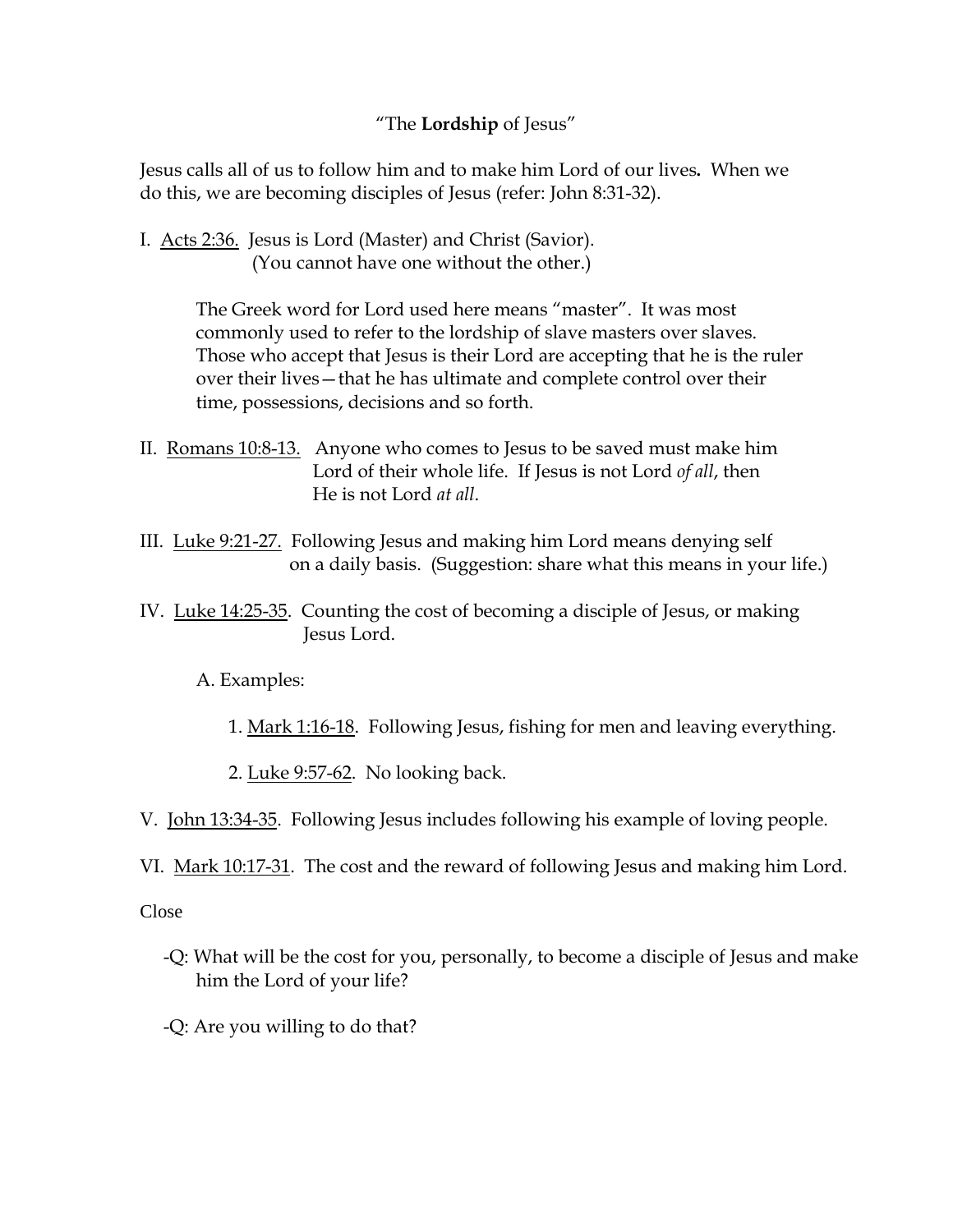# "The **Lordship** of Jesus"

Jesus calls all of us to follow him and to make him Lord of our lives**.** When we do this, we are becoming disciples of Jesus (refer: John 8:31-32).

I. Acts 2:36. Jesus is Lord (Master) and Christ (Savior).
(You cannot have one without the other.)

> The Greek word for Lord used here means "master". It was most commonly used to refer to the lordship of slave masters over slaves. Those who accept that Jesus is their Lord are accepting that he is the ruler over their lives—that he has ultimate and complete control over their time, possessions, decisions and so forth.

II. Romans 10:8-13. Anyone who comes to Jesus to be saved must make him Lord of their whole life. If Jesus is not Lord *of all*, then He is not Lord *at all*.

III. Luke 9:21-27. Following Jesus and making him Lord means denying self on a daily basis. (Suggestion: share what this means in your life.)

IV. Luke 14:25-35. Counting the cost of becoming a disciple of Jesus, or making Jesus Lord.

- A. Examples:
  1. Mark 1:16-18. Following Jesus, fishing for men and leaving everything.
  2. Luke 9:57-62. No looking back.

V. John 13:34-35. Following Jesus includes following his example of loving people.

VI. Mark 10:17-31. The cost and the reward of following Jesus and making him Lord.

Close

-Q: What will be the cost for you, personally, to become a disciple of Jesus and make him the Lord of your life?

-Q: Are you willing to do that?